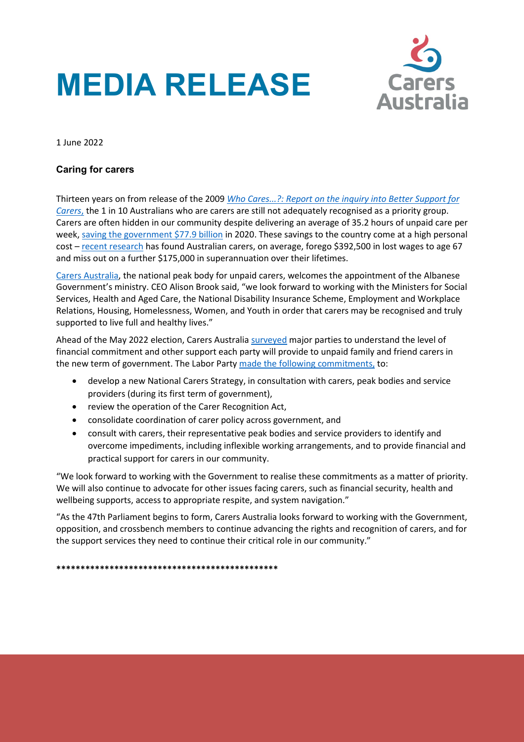# MEDIA RELEASE

1 June 2022

### Caring for carers

Thirteen years on from release of the 2009 *Who Cares...?: Report on the inquiry into Better Support for Carers*, the 1 in 10 Australians who are carers are still not adequately recognised as a priority group. Carers are often hidden in our community despite delivering an average of 35.2 hours of unpaid care per week, saving the government $77.9 billion in 2020. These savings to the country come at a high personal cost – recent research has found Australian carers, on average, forego $392,500 in lost wages to age 67 and miss out on a further $175,000 in superannuation over their lifetimes.

Carers Australia, the national peak body for unpaid carers, welcomes the appointment of the Albanese Government's ministry. CEO Alison Brook said, "we look forward to working with the Ministers for Social Services, Health and Aged Care, the National Disability Insurance Scheme, Employment and Workplace Relations, Housing, Homelessness, Women, and Youth in order that carers may be recognised and truly supported to live full and healthy lives."

Ahead of the May 2022 election, Carers Australia surveyed major parties to understand the level of financial commitment and other support each party will provide to unpaid family and friend carers in the new term of government. The Labor Party made the following commitments, to:

- develop a new National Carers Strategy, in consultation with carers, peak bodies and service providers (during its first term of government),
- review the operation of the Carer Recognition Act,
- consolidate coordination of carer policy across government, and
- consult with carers, their representative peak bodies and service providers to identify and overcome impediments, including inflexible working arrangements, and to provide financial and practical support for carers in our community.

"We look forward to working with the Government to realise these commitments as a matter of priority. We will also continue to advocate for other issues facing carers, such as financial security, health and wellbeing supports, access to appropriate respite, and system navigation."

"As the 47th Parliament begins to form, Carers Australia looks forward to working with the Government, opposition, and crossbench members to continue advancing the rights and recognition of carers, and for the support services they need to continue their critical role in our community."

************************************************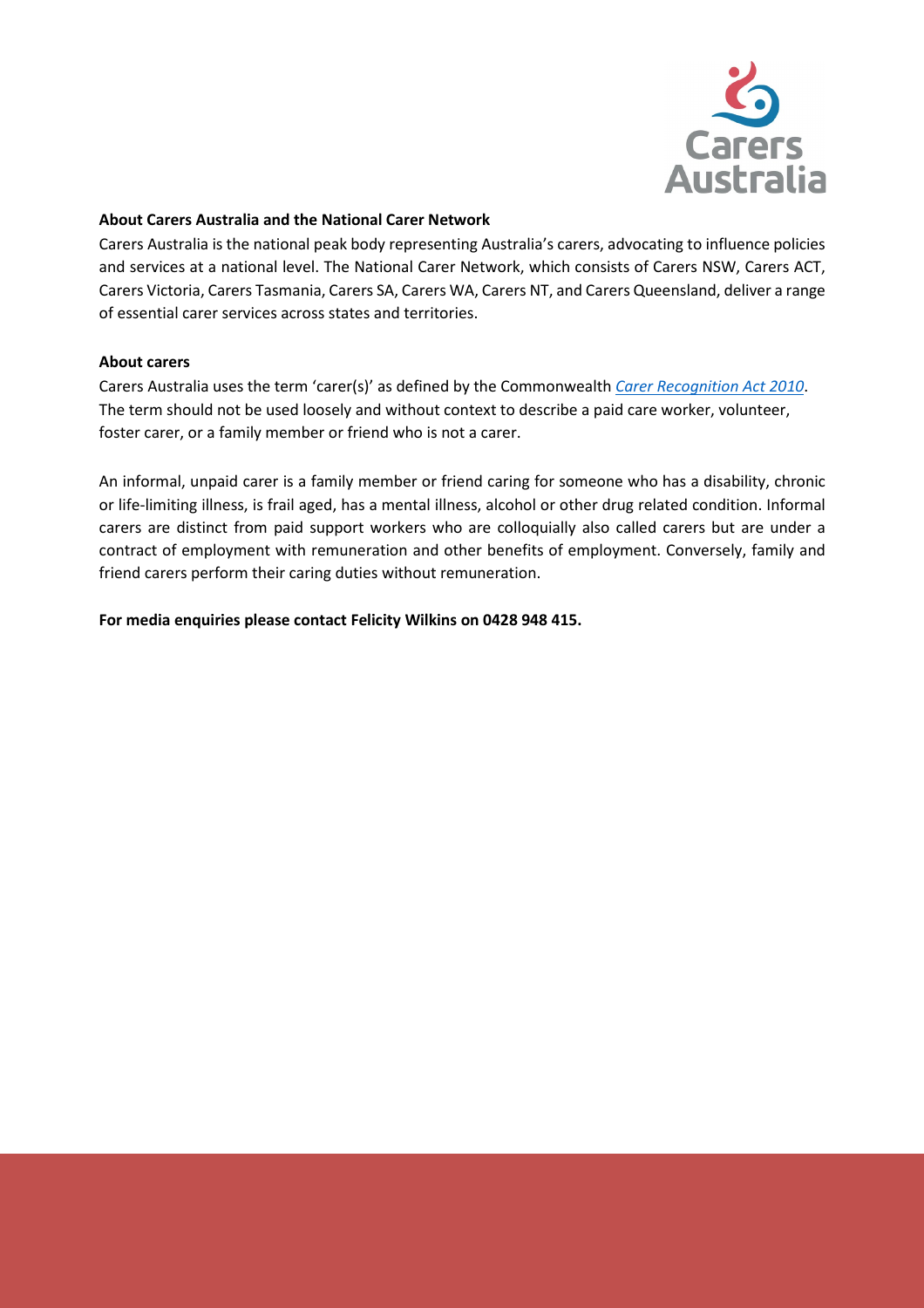**About Carers Australia and the National Carer Network**

Carers Australia is the national peak body representing Australia's carers, advocating to influence policies and services at a national level. The National Carer Network, which consists of Carers NSW, Carers ACT, Carers Victoria, Carers Tasmania, Carers SA, Carers WA, Carers NT, and Carers Queensland, deliver a range of essential carer services across states and territories.

**About carers**

Carers Australia uses the term 'carer(s)' as defined by the Commonwealth *Carer Recognition Act 2010*. The term should not be used loosely and without context to describe a paid care worker, volunteer, foster carer, or a family member or friend who is not a carer.

An informal, unpaid carer is a family member or friend caring for someone who has a disability, chronic or life-limiting illness, is frail aged, has a mental illness, alcohol or other drug related condition. Informal carers are distinct from paid support workers who are colloquially also called carers but are under a contract of employment with remuneration and other benefits of employment. Conversely, family and friend carers perform their caring duties without remuneration.

**For media enquiries please contact Felicity Wilkins on 0428 948 415.**